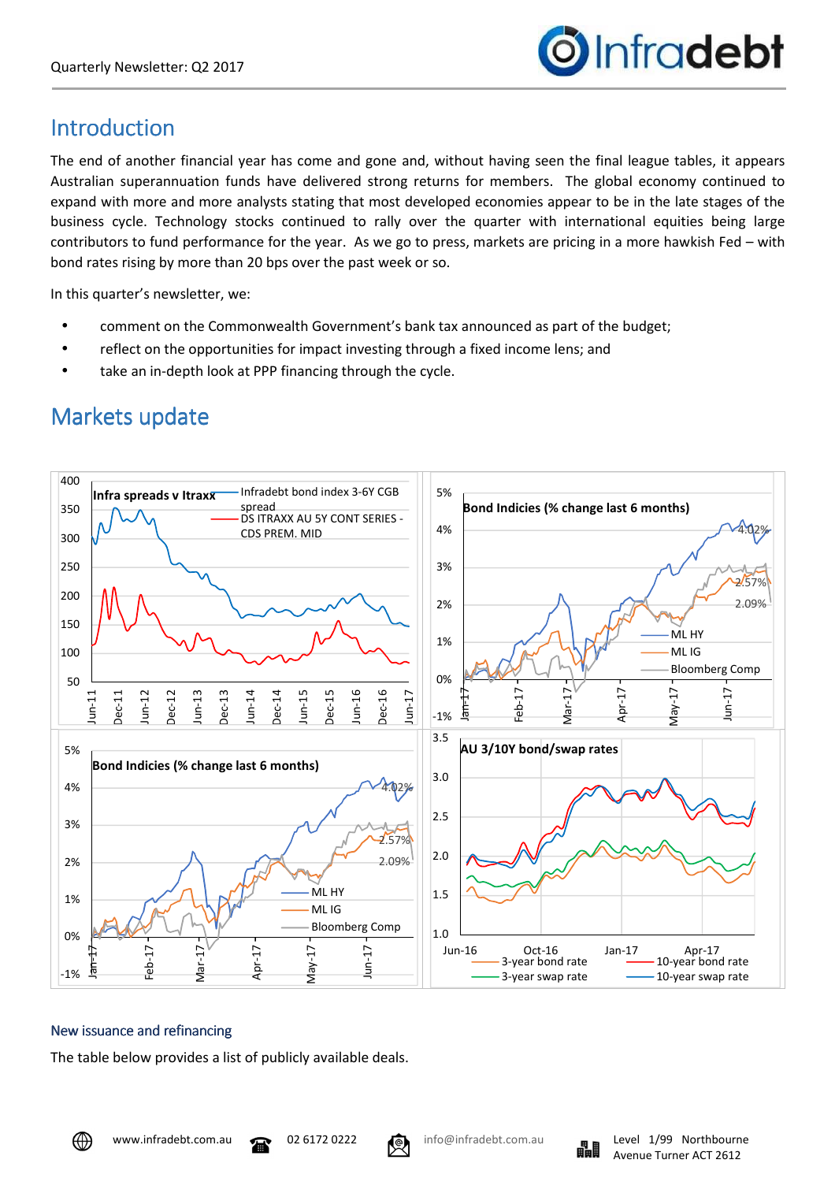## Introduction

The end of another financial year has come and gone and, without having seen the final league tables, it appears Australian superannuation funds have delivered strong returns for members. The global economy continued to expand with more and more analysts stating that most developed economies appear to be in the late stages of the business cycle. Technology stocks continued to rally over the quarter with international equities being large contributors to fund performance for the year. As we go to press, markets are pricing in a more hawkish Fed – with bond rates rising by more than 20 bps over the past week or so.

In this quarter's newsletter, we:

- comment on the Commonwealth Government's bank tax announced as part of the budget;
- reflect on the opportunities for impact investing through a fixed income lens; and
- take an in-depth look at PPP financing through the cycle.

## Markets update

### New issuance and refinancing

The table below provides a list of publicly available deals.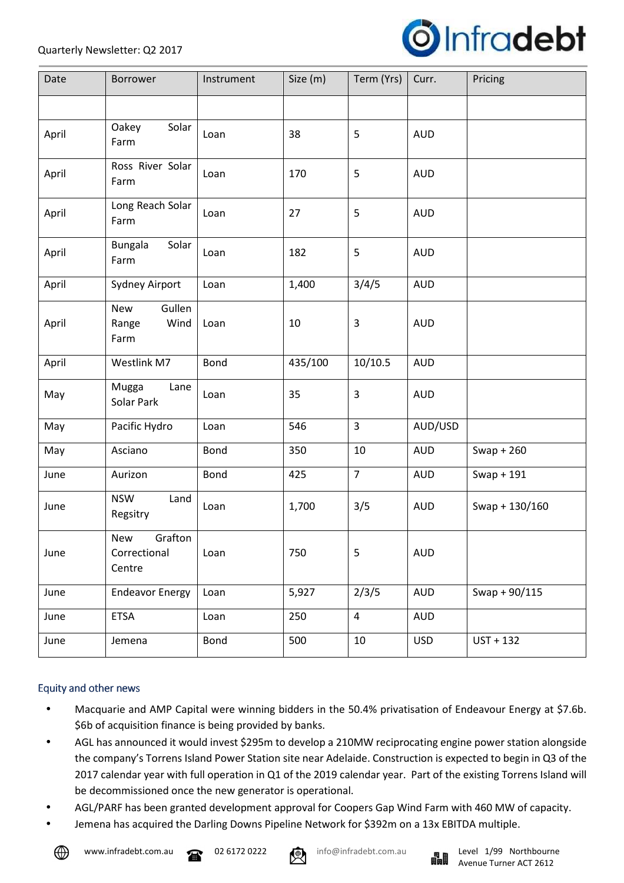| Date | Borrower | Instrument | Size (m) | Term (Yrs) | Curr. | Pricing |
|---|---|---|---|---|---|---|
| | | | | | | |
| April | Oakey Solar Farm | Loan | 38 | 5 | AUD | |
| April | Ross River Solar Farm | Loan | 170 | 5 | AUD | |
| April | Long Reach Solar Farm | Loan | 27 | 5 | AUD | |
| April | Bungala Solar Farm | Loan | 182 | 5 | AUD | |
| April | Sydney Airport | Loan | 1,400 | 3/4/5 | AUD | |
| April | New Gullen Range Wind Farm | Loan | 10 | 3 | AUD | |
| April | Westlink M7 | Bond | 435/100 | 10/10.5 | AUD | |
| May | Mugga Lane Solar Park | Loan | 35 | 3 | AUD | |
| May | Pacific Hydro | Loan | 546 | 3 | AUD/USD | |
| May | Asciano | Bond | 350 | 10 | AUD | Swap + 260 |
| June | Aurizon | Bond | 425 | 7 | AUD | Swap + 191 |
| June | NSW Land Regsitry | Loan | 1,700 | 3/5 | AUD | Swap + 130/160 |
| June | New Grafton Correctional Centre | Loan | 750 | 5 | AUD | |
| June | Endeavor Energy | Loan | 5,927 | 2/3/5 | AUD | Swap + 90/115 |
| June | ETSA | Loan | 250 | 4 | AUD | |
| June | Jemena | Bond | 500 | 10 | USD | UST + 132 |

## Equity and other news

- Macquarie and AMP Capital were winning bidders in the 50.4% privatisation of Endeavour Energy at $7.6b. $6b of acquisition finance is being provided by banks.
- AGL has announced it would invest $295m to develop a 210MW reciprocating engine power station alongside the company's Torrens Island Power Station site near Adelaide. Construction is expected to begin in Q3 of the 2017 calendar year with full operation in Q1 of the 2019 calendar year. Part of the existing Torrens Island will be decommissioned once the new generator is operational.
- AGL/PARF has been granted development approval for Coopers Gap Wind Farm with 460 MW of capacity.
- Jemena has acquired the Darling Downs Pipeline Network for $392m on a 13x EBITDA multiple.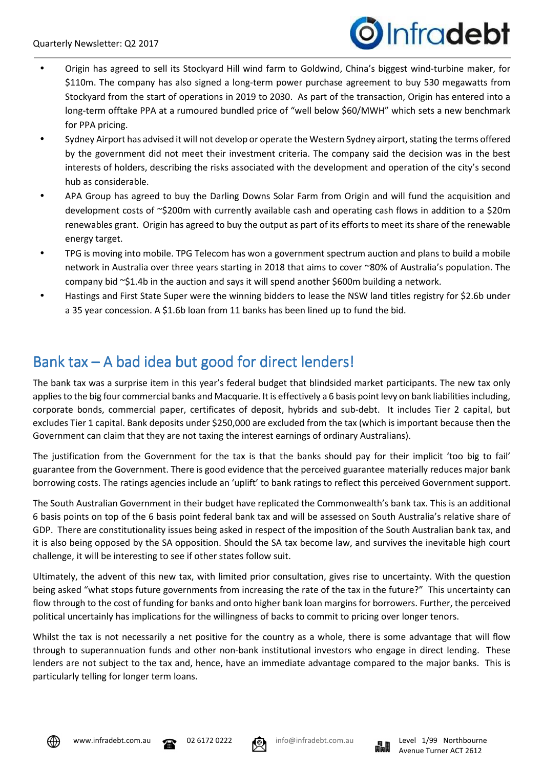- Origin has agreed to sell its Stockyard Hill wind farm to Goldwind, China's biggest wind-turbine maker, for $110m. The company has also signed a long-term power purchase agreement to buy 530 megawatts from Stockyard from the start of operations in 2019 to 2030. As part of the transaction, Origin has entered into a long-term offtake PPA at a rumoured bundled price of "well below $60/MWH" which sets a new benchmark for PPA pricing.
- Sydney Airport has advised it will not develop or operate the Western Sydney airport, stating the terms offered by the government did not meet their investment criteria. The company said the decision was in the best interests of holders, describing the risks associated with the development and operation of the city's second hub as considerable.
- APA Group has agreed to buy the Darling Downs Solar Farm from Origin and will fund the acquisition and development costs of ~$200m with currently available cash and operating cash flows in addition to a $20m renewables grant. Origin has agreed to buy the output as part of its efforts to meet its share of the renewable energy target.
- TPG is moving into mobile. TPG Telecom has won a government spectrum auction and plans to build a mobile network in Australia over three years starting in 2018 that aims to cover ~80% of Australia's population. The company bid ~$1.4b in the auction and says it will spend another $600m building a network.
- Hastings and First State Super were the winning bidders to lease the NSW land titles registry for $2.6b under a 35 year concession. A $1.6b loan from 11 banks has been lined up to fund the bid.

## Bank tax – A bad idea but good for direct lenders!

The bank tax was a surprise item in this year's federal budget that blindsided market participants. The new tax only applies to the big four commercial banks and Macquarie. It is effectively a 6 basis point levy on bank liabilities including, corporate bonds, commercial paper, certificates of deposit, hybrids and sub-debt. It includes Tier 2 capital, but excludes Tier 1 capital. Bank deposits under $250,000 are excluded from the tax (which is important because then the Government can claim that they are not taxing the interest earnings of ordinary Australians).

The justification from the Government for the tax is that the banks should pay for their implicit 'too big to fail' guarantee from the Government. There is good evidence that the perceived guarantee materially reduces major bank borrowing costs. The ratings agencies include an 'uplift' to bank ratings to reflect this perceived Government support.

The South Australian Government in their budget have replicated the Commonwealth's bank tax. This is an additional 6 basis points on top of the 6 basis point federal bank tax and will be assessed on South Australia's relative share of GDP. There are constitutionality issues being asked in respect of the imposition of the South Australian bank tax, and it is also being opposed by the SA opposition. Should the SA tax become law, and survives the inevitable high court challenge, it will be interesting to see if other states follow suit.

Ultimately, the advent of this new tax, with limited prior consultation, gives rise to uncertainty. With the question being asked "what stops future governments from increasing the rate of the tax in the future?" This uncertainty can flow through to the cost of funding for banks and onto higher bank loan margins for borrowers. Further, the perceived political uncertainly has implications for the willingness of backs to commit to pricing over longer tenors.

Whilst the tax is not necessarily a net positive for the country as a whole, there is some advantage that will flow through to superannuation funds and other non-bank institutional investors who engage in direct lending. These lenders are not subject to the tax and, hence, have an immediate advantage compared to the major banks. This is particularly telling for longer term loans.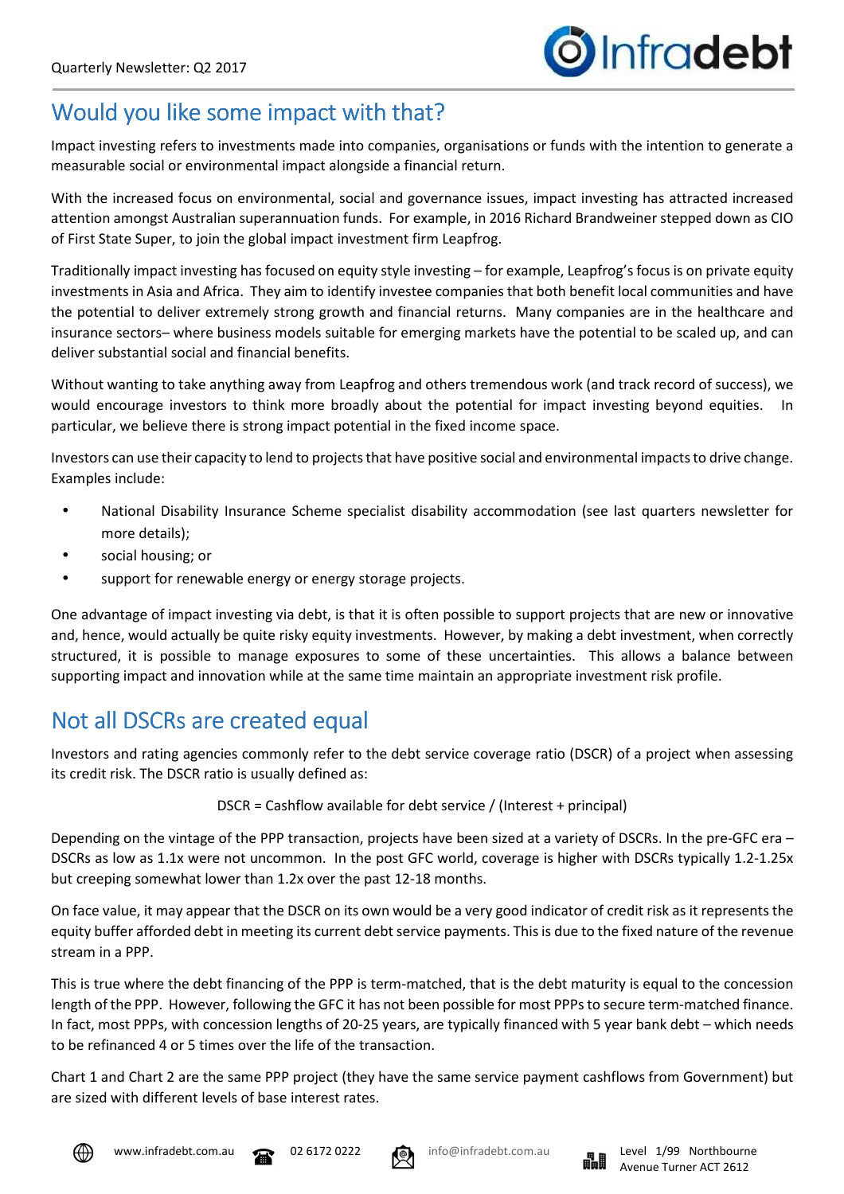## Would you like some impact with that?

Impact investing refers to investments made into companies, organisations or funds with the intention to generate a measurable social or environmental impact alongside a financial return.

With the increased focus on environmental, social and governance issues, impact investing has attracted increased attention amongst Australian superannuation funds. For example, in 2016 Richard Brandweiner stepped down as CIO of First State Super, to join the global impact investment firm Leapfrog.

Traditionally impact investing has focused on equity style investing – for example, Leapfrog's focus is on private equity investments in Asia and Africa. They aim to identify investee companies that both benefit local communities and have the potential to deliver extremely strong growth and financial returns. Many companies are in the healthcare and insurance sectors– where business models suitable for emerging markets have the potential to be scaled up, and can deliver substantial social and financial benefits.

Without wanting to take anything away from Leapfrog and others tremendous work (and track record of success), we would encourage investors to think more broadly about the potential for impact investing beyond equities. In particular, we believe there is strong impact potential in the fixed income space.

Investors can use their capacity to lend to projects that have positive social and environmental impacts to drive change. Examples include:

- National Disability Insurance Scheme specialist disability accommodation (see last quarters newsletter for more details);
- social housing; or
- support for renewable energy or energy storage projects.

One advantage of impact investing via debt, is that it is often possible to support projects that are new or innovative and, hence, would actually be quite risky equity investments. However, by making a debt investment, when correctly structured, it is possible to manage exposures to some of these uncertainties. This allows a balance between supporting impact and innovation while at the same time maintain an appropriate investment risk profile.

## Not all DSCRs are created equal

Investors and rating agencies commonly refer to the debt service coverage ratio (DSCR) of a project when assessing its credit risk. The DSCR ratio is usually defined as:

$$\text{DSCR} = \text{Cashflow available for debt service} / (\text{Interest} + \text{principal})$$

Depending on the vintage of the PPP transaction, projects have been sized at a variety of DSCRs. In the pre-GFC era – DSCRs as low as 1.1x were not uncommon. In the post GFC world, coverage is higher with DSCRs typically 1.2-1.25x but creeping somewhat lower than 1.2x over the past 12-18 months.

On face value, it may appear that the DSCR on its own would be a very good indicator of credit risk as it represents the equity buffer afforded debt in meeting its current debt service payments. This is due to the fixed nature of the revenue stream in a PPP.

This is true where the debt financing of the PPP is term-matched, that is the debt maturity is equal to the concession length of the PPP. However, following the GFC it has not been possible for most PPPs to secure term-matched finance. In fact, most PPPs, with concession lengths of 20-25 years, are typically financed with 5 year bank debt – which needs to be refinanced 4 or 5 times over the life of the transaction.

Chart 1 and Chart 2 are the same PPP project (they have the same service payment cashflows from Government) but are sized with different levels of base interest rates.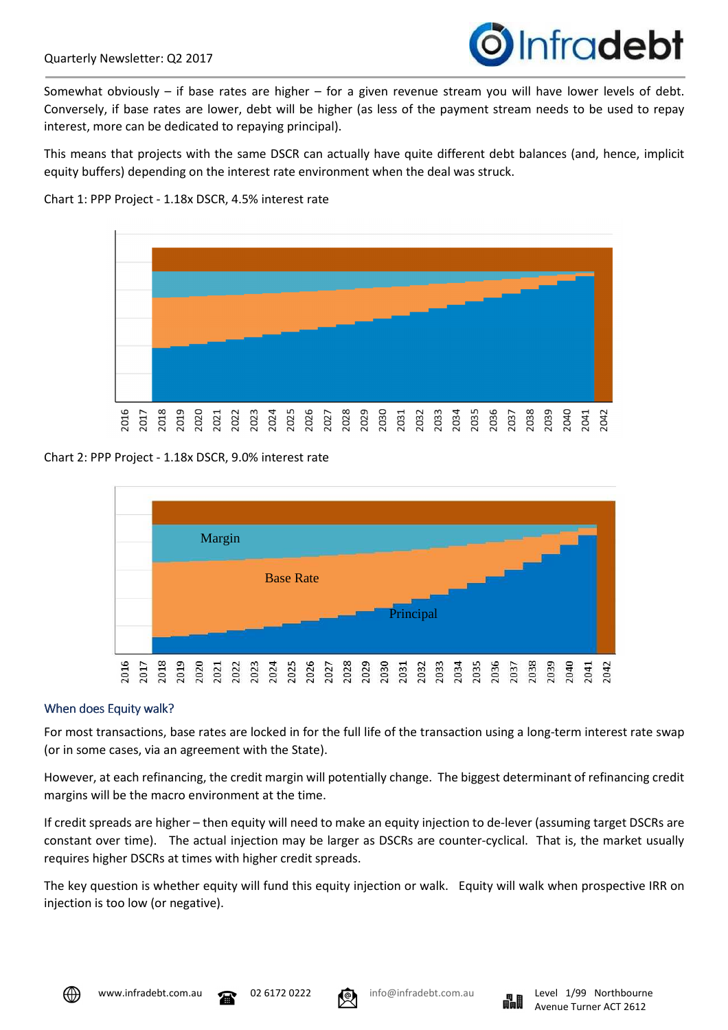Somewhat obviously – if base rates are higher – for a given revenue stream you will have lower levels of debt. Conversely, if base rates are lower, debt will be higher (as less of the payment stream needs to be used to repay interest, more can be dedicated to repaying principal).

This means that projects with the same DSCR can actually have quite different debt balances (and, hence, implicit equity buffers) depending on the interest rate environment when the deal was struck.

Chart 1: PPP Project - 1.18x DSCR, 4.5% interest rate

Chart 2: PPP Project - 1.18x DSCR, 9.0% interest rate

## When does Equity walk?

For most transactions, base rates are locked in for the full life of the transaction using a long-term interest rate swap (or in some cases, via an agreement with the State).

However, at each refinancing, the credit margin will potentially change. The biggest determinant of refinancing credit margins will be the macro environment at the time.

If credit spreads are higher – then equity will need to make an equity injection to de-lever (assuming target DSCRs are constant over time). The actual injection may be larger as DSCRs are counter-cyclical. That is, the market usually requires higher DSCRs at times with higher credit spreads.

The key question is whether equity will fund this equity injection or walk. Equity will walk when prospective IRR on injection is too low (or negative).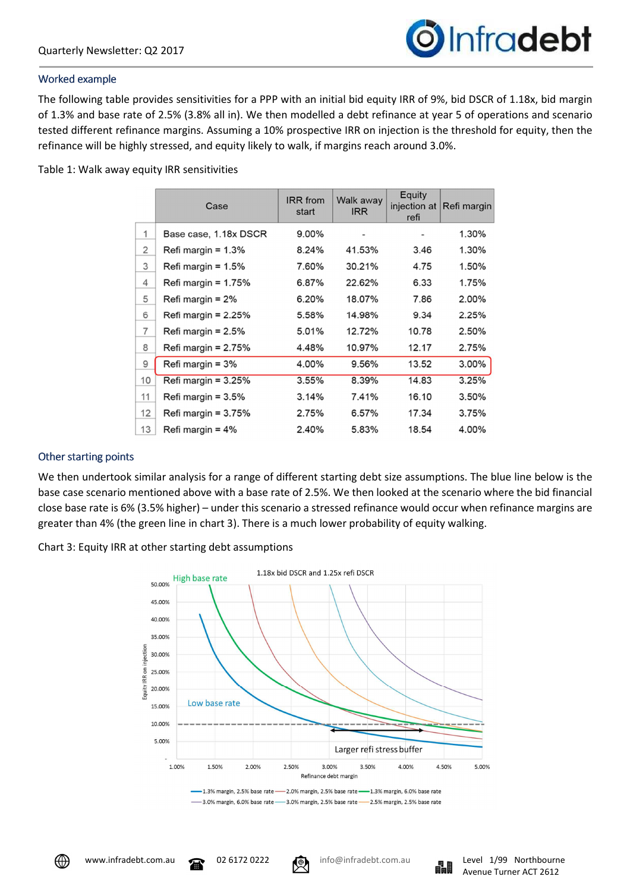## Worked example

The following table provides sensitivities for a PPP with an initial bid equity IRR of 9%, bid DSCR of 1.18x, bid margin of 1.3% and base rate of 2.5% (3.8% all in). We then modelled a debt refinance at year 5 of operations and scenario tested different refinance margins. Assuming a 10% prospective IRR on injection is the threshold for equity, then the refinance will be highly stressed, and equity likely to walk, if margins reach around 3.0%.

Table 1: Walk away equity IRR sensitivities

| | Case | IRR from start | Walk away IRR | Equity injection at refi | Refi margin |
|---|---|---|---|---|---|
| 1 | Base case, 1.18x DSCR | 9.00% | - | - | 1.30% |
| 2 | Refi margin = 1.3% | 8.24% | 41.53% | 3.46 | 1.30% |
| 3 | Refi margin = 1.5% | 7.60% | 30.21% | 4.75 | 1.50% |
| 4 | Refi margin = 1.75% | 6.87% | 22.62% | 6.33 | 1.75% |
| 5 | Refi margin = 2% | 6.20% | 18.07% | 7.86 | 2.00% |
| 6 | Refi margin = 2.25% | 5.58% | 14.98% | 9.34 | 2.25% |
| 7 | Refi margin = 2.5% | 5.01% | 12.72% | 10.78 | 2.50% |
| 8 | Refi margin = 2.75% | 4.48% | 10.97% | 12.17 | 2.75% |
| 9 | Refi margin = 3% | 4.00% | 9.56% | 13.52 | 3.00% |
| 10 | Refi margin = 3.25% | 3.55% | 8.39% | 14.83 | 3.25% |
| 11 | Refi margin = 3.5% | 3.14% | 7.41% | 16.10 | 3.50% |
| 12 | Refi margin = 3.75% | 2.75% | 6.57% | 17.34 | 3.75% |
| 13 | Refi margin = 4% | 2.40% | 5.83% | 18.54 | 4.00% |

## Other starting points

We then undertook similar analysis for a range of different starting debt size assumptions. The blue line below is the base case scenario mentioned above with a base rate of 2.5%. We then looked at the scenario where the bid financial close base rate is 6% (3.5% higher) – under this scenario a stressed refinance would occur when refinance margins are greater than 4% (the green line in chart 3). There is a much lower probability of equity walking.

Chart 3: Equity IRR at other starting debt assumptions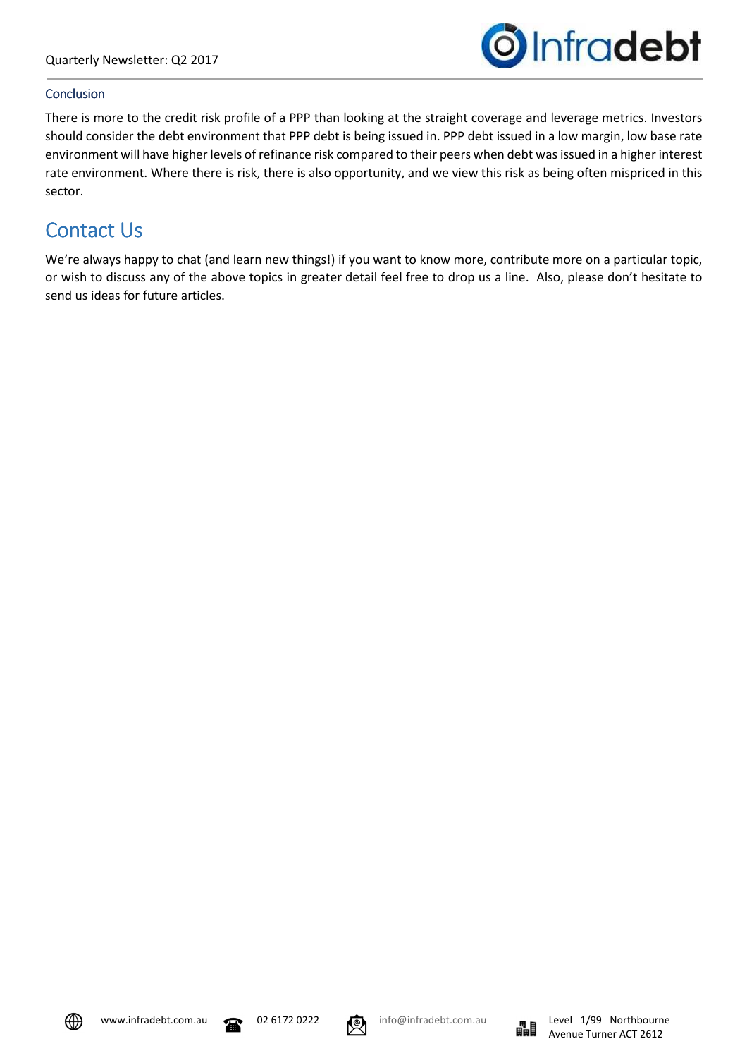### Conclusion

There is more to the credit risk profile of a PPP than looking at the straight coverage and leverage metrics. Investors should consider the debt environment that PPP debt is being issued in. PPP debt issued in a low margin, low base rate environment will have higher levels of refinance risk compared to their peers when debt was issued in a higher interest rate environment. Where there is risk, there is also opportunity, and we view this risk as being often mispriced in this sector.

## Contact Us

We're always happy to chat (and learn new things!) if you want to know more, contribute more on a particular topic, or wish to discuss any of the above topics in greater detail feel free to drop us a line. Also, please don't hesitate to send us ideas for future articles.

www.infradebt.com.au 02 6172 0222 info@infradebt.com.au Level 1/99 Northbourne Avenue Turner ACT 2612